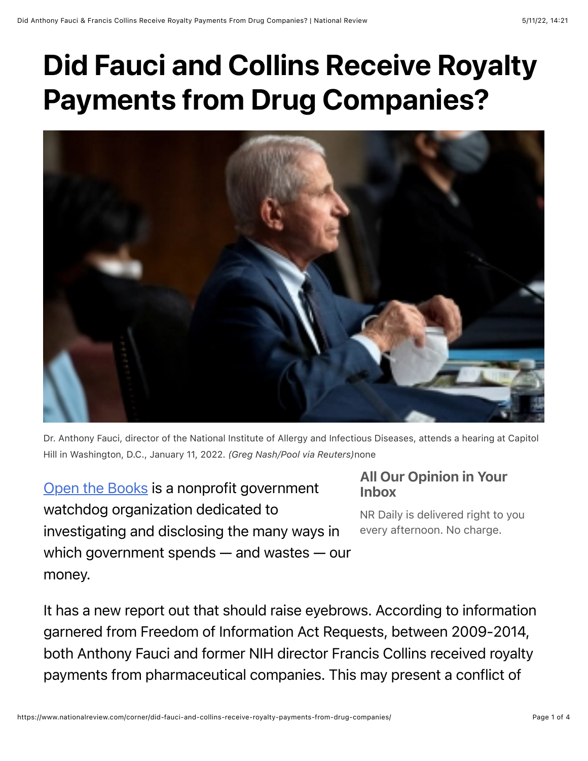# Did Fauci and Collins Receive Royalty Payments from Drug Companies?

Dr. Anthony Fauci, director of the National Institute of Allergy and Infectious Diseases, attends a hearing at Capitol Hill in Washington, D.C., January 11, 2022. *(Greg Nash/Pool via Reuters)*none

[Open the Books](https://www.openthebooks.com) is a nonprofit government watchdog organization dedicated to investigating and disclosing the many ways in which government spends — and wastes — our money.

### All Our Opinion in Your Inbox

NR Daily is delivered right to you every afternoon. No charge.

It has a new report out that should raise eyebrows. According to information garnered from Freedom of Information Act Requests, between 2009-2014, both Anthony Fauci and former NIH director Francis Collins received royalty payments from pharmaceutical companies. This may present a conflict of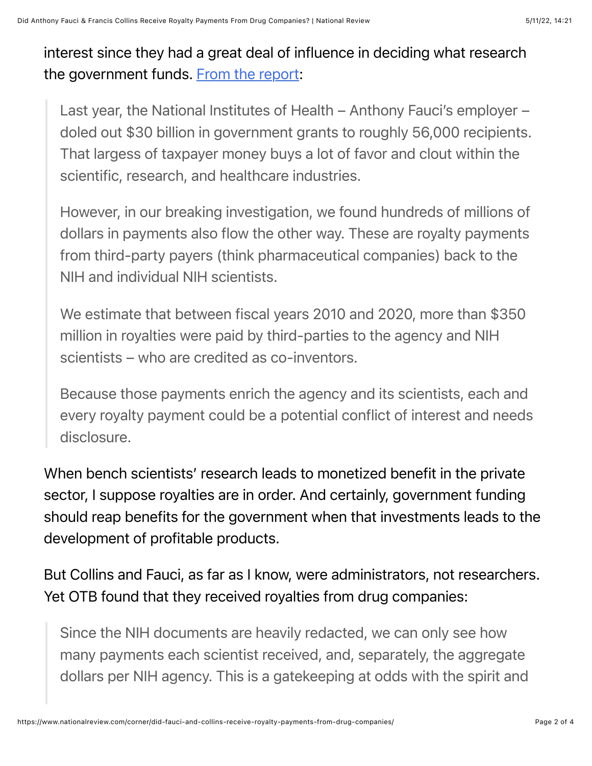interest since they had a great deal of influence in deciding what research the government funds. [From the report](#):

> Last year, the National Institutes of Health – Anthony Fauci's employer – doled out $30 billion in government grants to roughly 56,000 recipients. That largess of taxpayer money buys a lot of favor and clout within the scientific, research, and healthcare industries.
>
> However, in our breaking investigation, we found hundreds of millions of dollars in payments also flow the other way. These are royalty payments from third-party payers (think pharmaceutical companies) back to the NIH and individual NIH scientists.
>
> We estimate that between fiscal years 2010 and 2020, more than $350 million in royalties were paid by third-parties to the agency and NIH scientists – who are credited as co-inventors.
>
> Because those payments enrich the agency and its scientists, each and every royalty payment could be a potential conflict of interest and needs disclosure.

When bench scientists' research leads to monetized benefit in the private sector, I suppose royalties are in order. And certainly, government funding should reap benefits for the government when that investments leads to the development of profitable products.

But Collins and Fauci, as far as I know, were administrators, not researchers. Yet OTB found that they received royalties from drug companies:

> Since the NIH documents are heavily redacted, we can only see how many payments each scientist received, and, separately, the aggregate dollars per NIH agency. This is a gatekeeping at odds with the spirit and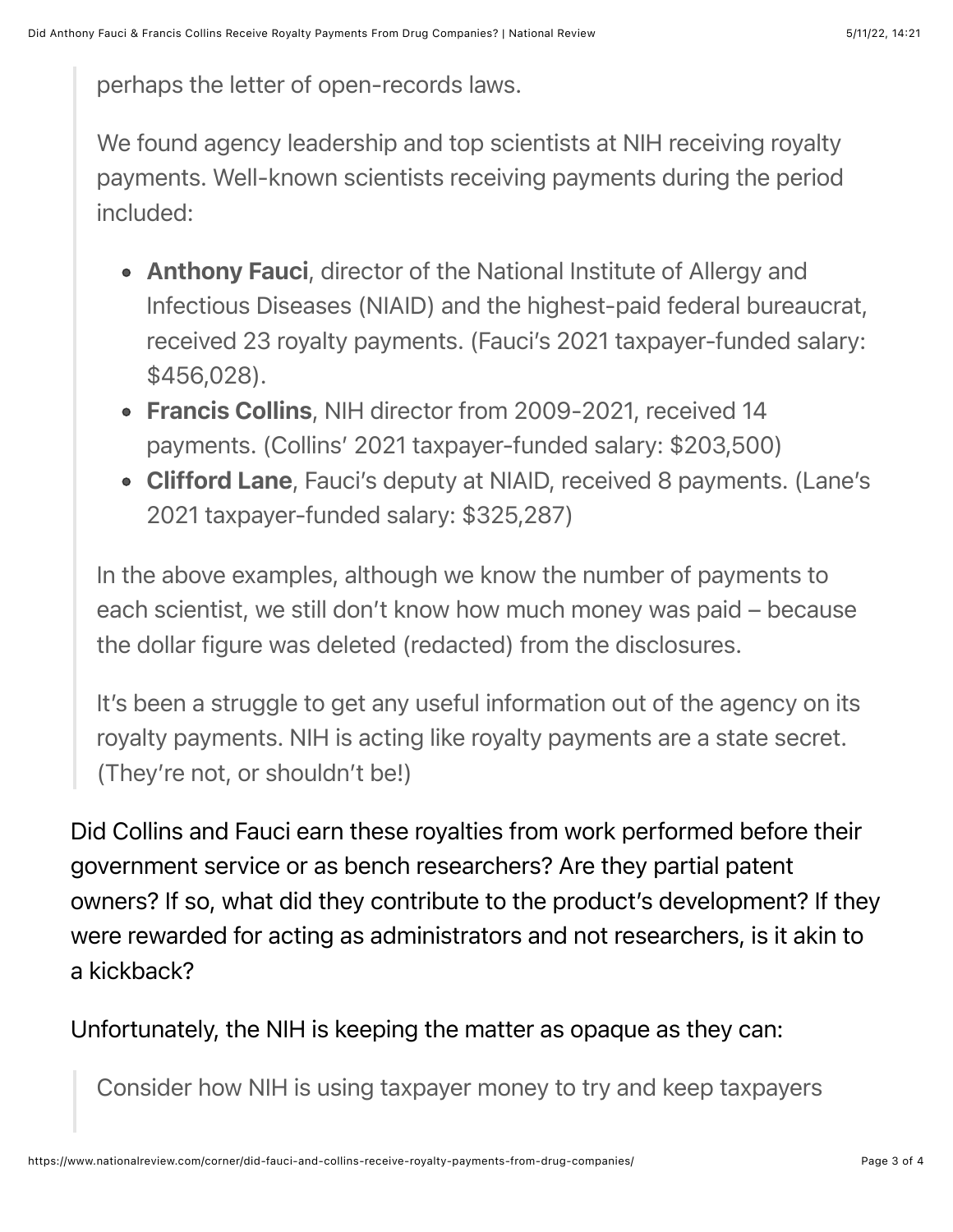> perhaps the letter of open-records laws.
>
> We found agency leadership and top scientists at NIH receiving royalty payments. Well-known scientists receiving payments during the period included:
>
> - **Anthony Fauci**, director of the National Institute of Allergy and Infectious Diseases (NIAID) and the highest-paid federal bureaucrat, received 23 royalty payments. (Fauci's 2021 taxpayer-funded salary: $456,028).
> - **Francis Collins**, NIH director from 2009-2021, received 14 payments. (Collins' 2021 taxpayer-funded salary: $203,500)
> - **Clifford Lane**, Fauci's deputy at NIAID, received 8 payments. (Lane's 2021 taxpayer-funded salary: $325,287)
>
> In the above examples, although we know the number of payments to each scientist, we still don't know how much money was paid – because the dollar figure was deleted (redacted) from the disclosures.
>
> It's been a struggle to get any useful information out of the agency on its royalty payments. NIH is acting like royalty payments are a state secret. (They're not, or shouldn't be!)

Did Collins and Fauci earn these royalties from work performed before their government service or as bench researchers? Are they partial patent owners? If so, what did they contribute to the product's development? If they were rewarded for acting as administrators and not researchers, is it akin to a kickback?

Unfortunately, the NIH is keeping the matter as opaque as they can:

> Consider how NIH is using taxpayer money to try and keep taxpayers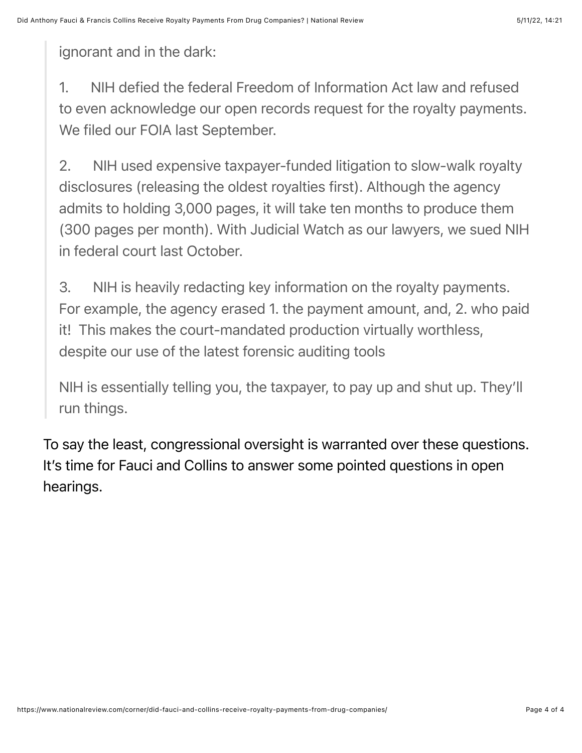> ignorant and in the dark:
>
> 1. NIH defied the federal Freedom of Information Act law and refused to even acknowledge our open records request for the royalty payments. We filed our FOIA last September.
>
> 2. NIH used expensive taxpayer-funded litigation to slow-walk royalty disclosures (releasing the oldest royalties first). Although the agency admits to holding 3,000 pages, it will take ten months to produce them (300 pages per month). With Judicial Watch as our lawyers, we sued NIH in federal court last October.
>
> 3. NIH is heavily redacting key information on the royalty payments. For example, the agency erased 1. the payment amount, and, 2. who paid it! This makes the court-mandated production virtually worthless, despite our use of the latest forensic auditing tools
>
> NIH is essentially telling you, the taxpayer, to pay up and shut up. They'll run things.

To say the least, congressional oversight is warranted over these questions. It's time for Fauci and Collins to answer some pointed questions in open hearings.